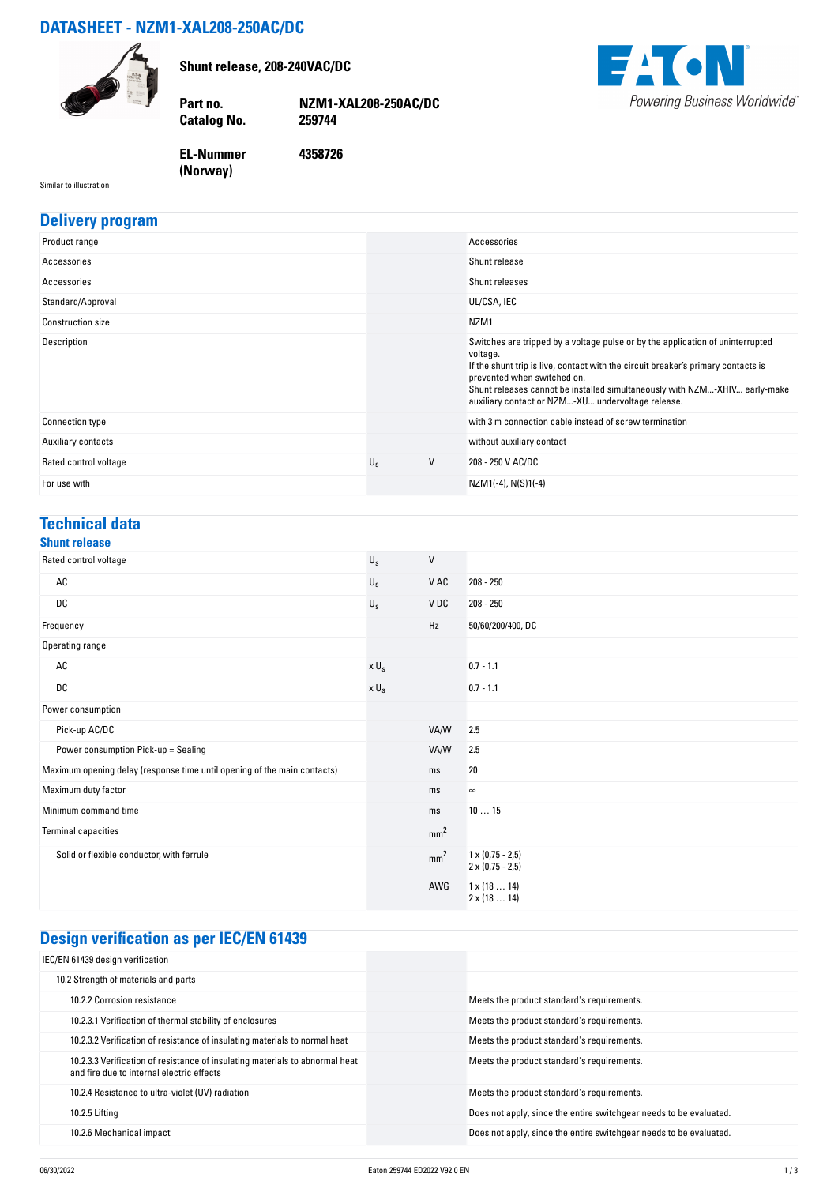# DATASHEET - NZM1-XAL208-250AC/DC

**Shunt release, 208-240VAC/DC**

| | |
|---|---|
| **Part no.** | **NZM1-XAL208-250AC/DC** |
| **Catalog No.** | **259744** |
| **EL-Nummer (Norway)** | **4358726** |

Similar to illustration

## Delivery program

| | | | |
|---|---|---|---|
| Product range | | | Accessories |
| Accessories | | | Shunt release |
| Accessories | | | Shunt releases |
| Standard/Approval | | | UL/CSA, IEC |
| Construction size | | | NZM1 |
| Description | | | Switches are tripped by a voltage pulse or by the application of uninterrupted voltage.<br>If the shunt trip is live, contact with the circuit breaker's primary contacts is prevented when switched on.<br>Shunt releases cannot be installed simultaneously with NZM...-XHIV... early-make auxiliary contact or NZM...-XU... undervoltage release. |
| Connection type | | | with 3 m connection cable instead of screw termination |
| Auxiliary contacts | | | without auxiliary contact |
| Rated control voltage | $U_s$ | V | 208 - 250 V AC/DC |
| For use with | | | NZM1(-4), N(S)1(-4) |

## Technical data

### Shunt release

| | | | |
|---|---|---|---|
| Rated control voltage | $U_s$ | V | |
| AC | $U_s$ | V AC | 208 - 250 |
| DC | $U_s$ | V DC | 208 - 250 |
| Frequency | | Hz | 50/60/200/400, DC |
| Operating range | | | |
| AC | x $U_s$ | | 0.7 - 1.1 |
| DC | x $U_s$ | | 0.7 - 1.1 |
| Power consumption | | | |
| Pick-up AC/DC | | VA/W | 2.5 |
| Power consumption Pick-up = Sealing | | VA/W | 2.5 |
| Maximum opening delay (response time until opening of the main contacts) | | ms | 20 |
| Maximum duty factor | | ms | ∞ |
| Minimum command time | | ms | 10 … 15 |
| Terminal capacities | | $mm^2$ | |
| Solid or flexible conductor, with ferrule | | $mm^2$ | 1 x (0,75 - 2,5)<br>2 x (0,75 - 2,5) |
| | | AWG | 1 x (18 … 14)<br>2 x (18 … 14) |

## Design verification as per IEC/EN 61439

| | | | |
|---|---|---|---|
| IEC/EN 61439 design verification | | | |
| 10.2 Strength of materials and parts | | | |
| 10.2.2 Corrosion resistance | | | Meets the product standard's requirements. |
| 10.2.3.1 Verification of thermal stability of enclosures | | | Meets the product standard's requirements. |
| 10.2.3.2 Verification of resistance of insulating materials to normal heat | | | Meets the product standard's requirements. |
| 10.2.3.3 Verification of resistance of insulating materials to abnormal heat and fire due to internal electric effects | | | Meets the product standard's requirements. |
| 10.2.4 Resistance to ultra-violet (UV) radiation | | | Meets the product standard's requirements. |
| 10.2.5 Lifting | | | Does not apply, since the entire switchgear needs to be evaluated. |
| 10.2.6 Mechanical impact | | | Does not apply, since the entire switchgear needs to be evaluated. |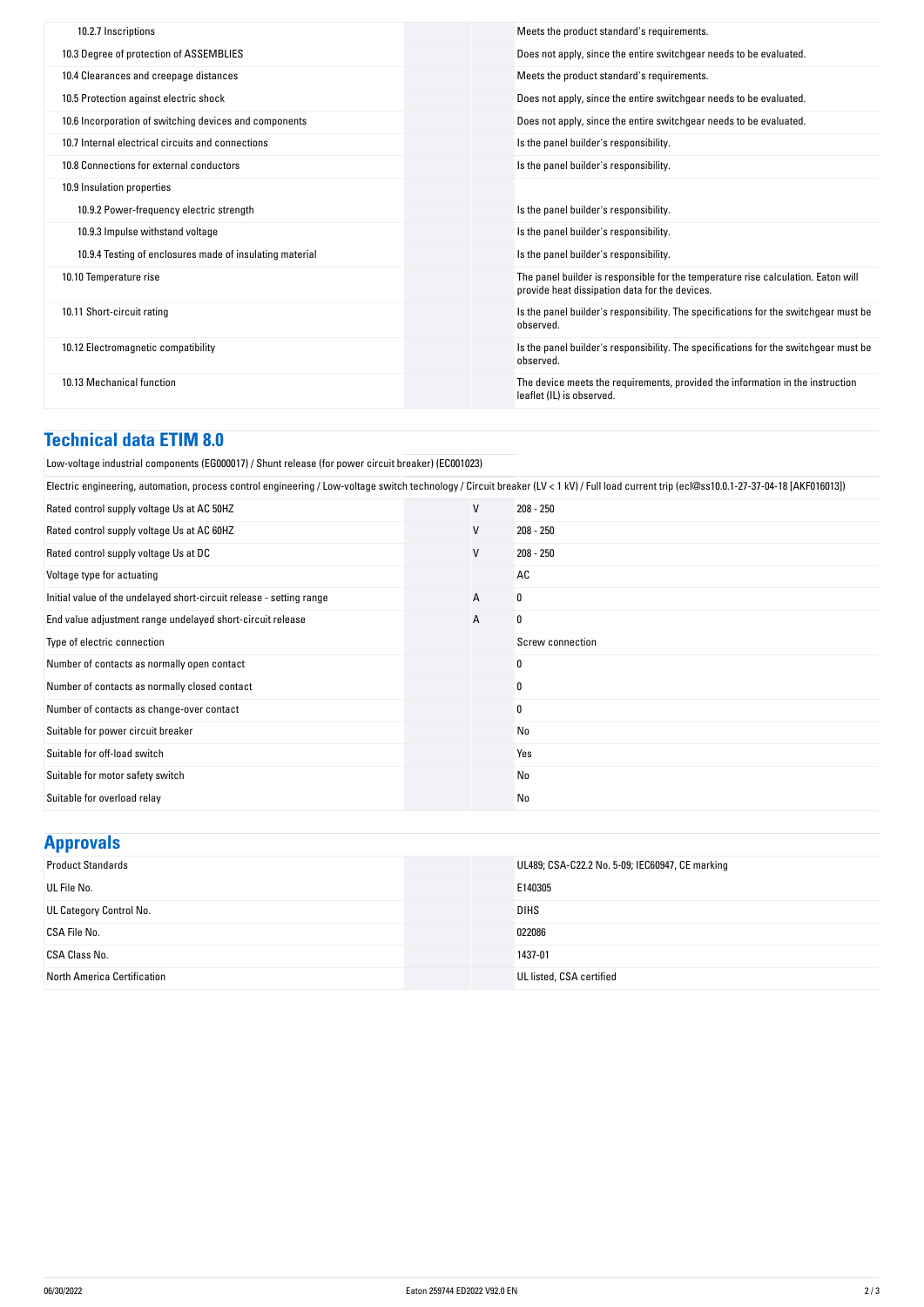| | | | |
|---|---|---|---|
| 10.2.7 Inscriptions | | | Meets the product standard's requirements. |
| 10.3 Degree of protection of ASSEMBLIES | | | Does not apply, since the entire switchgear needs to be evaluated. |
| 10.4 Clearances and creepage distances | | | Meets the product standard's requirements. |
| 10.5 Protection against electric shock | | | Does not apply, since the entire switchgear needs to be evaluated. |
| 10.6 Incorporation of switching devices and components | | | Does not apply, since the entire switchgear needs to be evaluated. |
| 10.7 Internal electrical circuits and connections | | | Is the panel builder's responsibility. |
| 10.8 Connections for external conductors | | | Is the panel builder's responsibility. |
| 10.9 Insulation properties | | | |
| 10.9.2 Power-frequency electric strength | | | Is the panel builder's responsibility. |
| 10.9.3 Impulse withstand voltage | | | Is the panel builder's responsibility. |
| 10.9.4 Testing of enclosures made of insulating material | | | Is the panel builder's responsibility. |
| 10.10 Temperature rise | | | The panel builder is responsible for the temperature rise calculation. Eaton will provide heat dissipation data for the devices. |
| 10.11 Short-circuit rating | | | Is the panel builder's responsibility. The specifications for the switchgear must be observed. |
| 10.12 Electromagnetic compatibility | | | Is the panel builder's responsibility. The specifications for the switchgear must be observed. |
| 10.13 Mechanical function | | | The device meets the requirements, provided the information in the instruction leaflet (IL) is observed. |

## Technical data ETIM 8.0

Low-voltage industrial components (EG000017) / Shunt release (for power circuit breaker) (EC001023)

Electric engineering, automation, process control engineering / Low-voltage switch technology / Circuit breaker (LV < 1 kV) / Full load current trip (ecl@ss10.0.1-27-37-04-18 [AKF016013])

| | | | |
|---|---|---|---|
| Rated control supply voltage Us at AC 50HZ | | V | 208 - 250 |
| Rated control supply voltage Us at AC 60HZ | | V | 208 - 250 |
| Rated control supply voltage Us at DC | | V | 208 - 250 |
| Voltage type for actuating | | | AC |
| Initial value of the undelayed short-circuit release - setting range | | A | 0 |
| End value adjustment range undelayed short-circuit release | | A | 0 |
| Type of electric connection | | | Screw connection |
| Number of contacts as normally open contact | | | 0 |
| Number of contacts as normally closed contact | | | 0 |
| Number of contacts as change-over contact | | | 0 |
| Suitable for power circuit breaker | | | No |
| Suitable for off-load switch | | | Yes |
| Suitable for motor safety switch | | | No |
| Suitable for overload relay | | | No |

## Approvals

| | | | |
|---|---|---|---|
| Product Standards | | | UL489; CSA-C22.2 No. 5-09; IEC60947, CE marking |
| UL File No. | | | E140305 |
| UL Category Control No. | | | DIHS |
| CSA File No. | | | 022086 |
| CSA Class No. | | | 1437-01 |
| North America Certification | | | UL listed, CSA certified |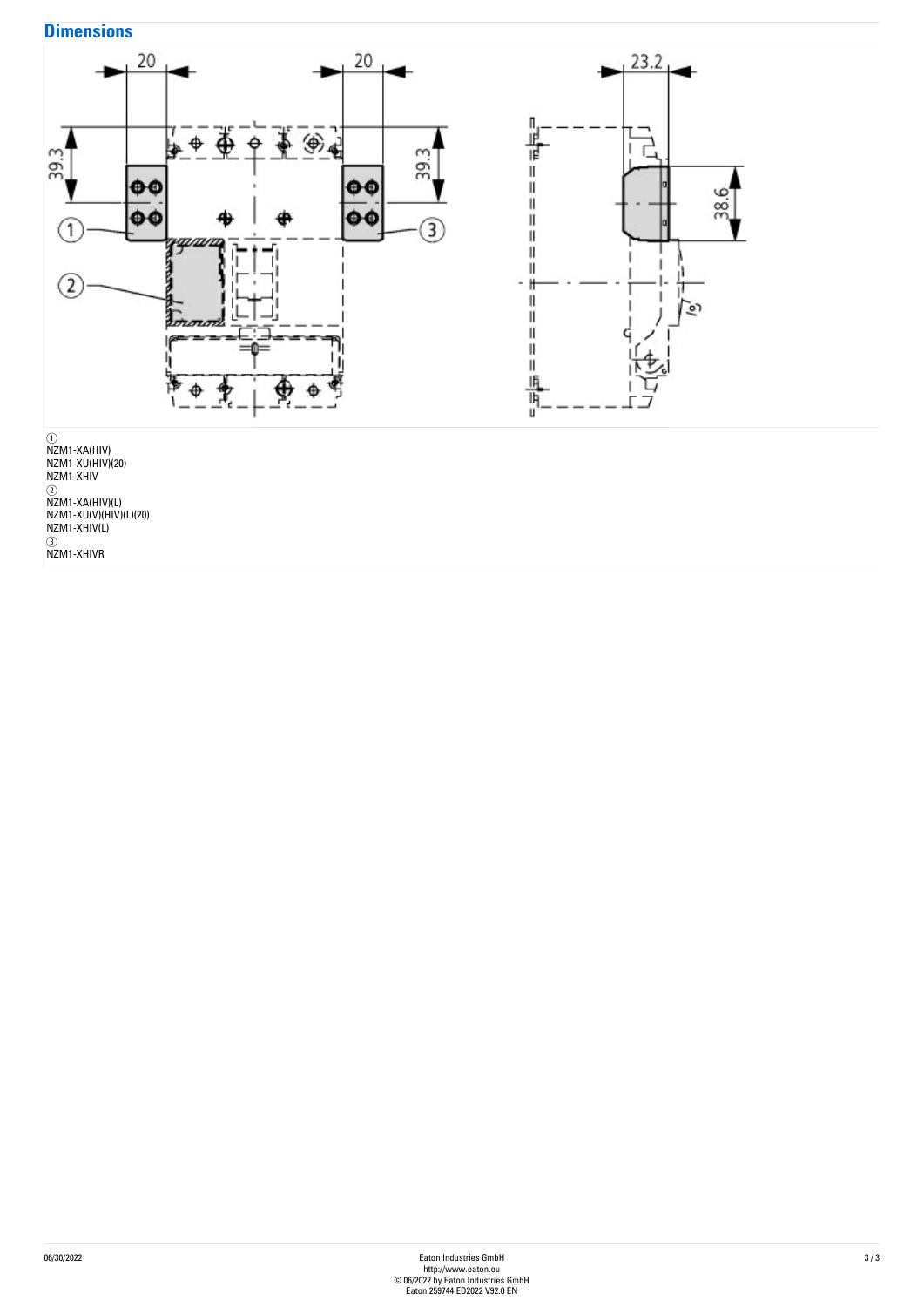## Dimensions

20
20
23.2
39.3
39.3
38.6
1
2
3
15°

①
NZM1-XA(HIV)
NZM1-XU(HIV)(20)
NZM1-XHIV
②
NZM1-XA(HIV)(L)
NZM1-XU(V)(HIV)(L)(20)
NZM1-XHIV(L)
③
NZM1-XHIVR